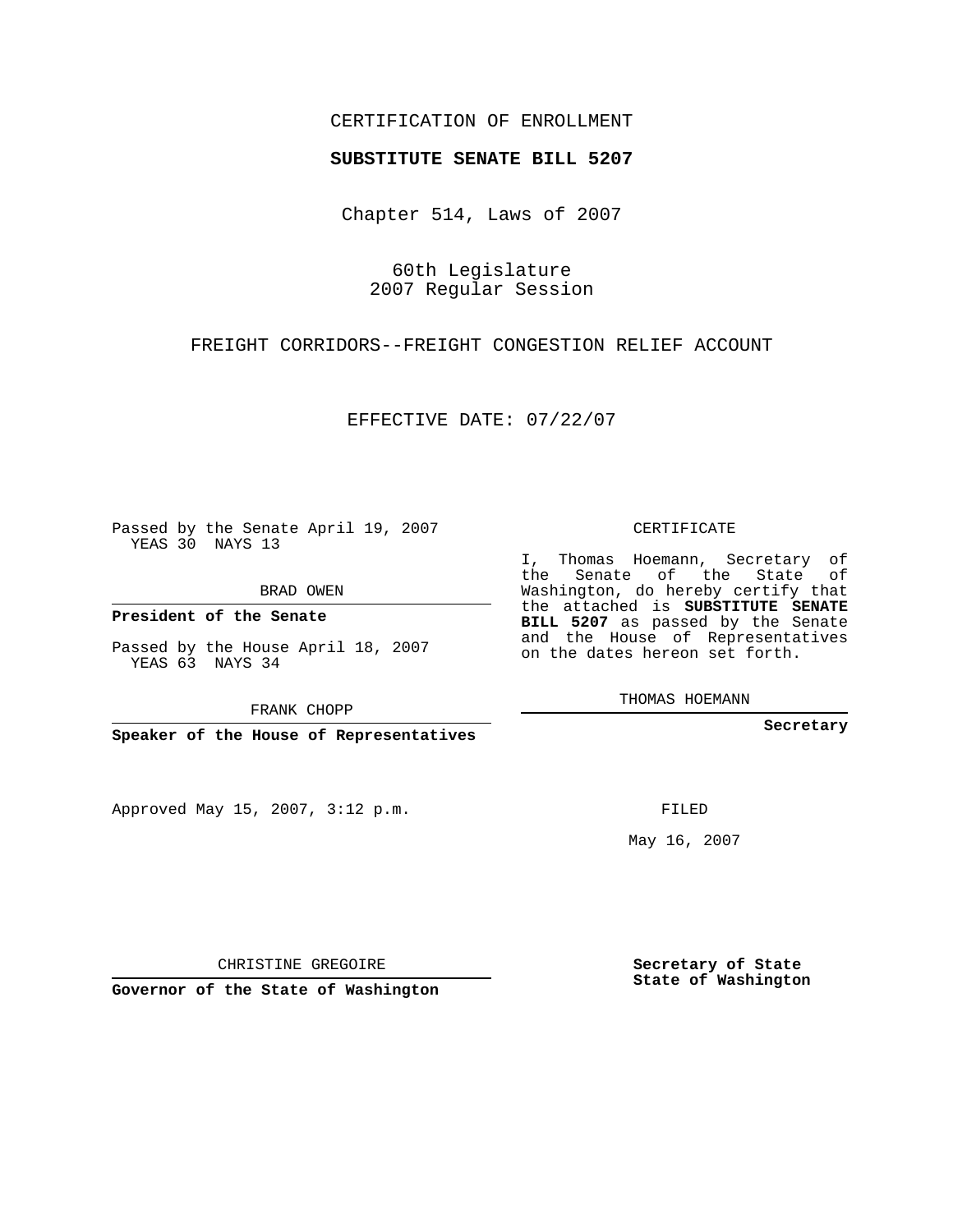CERTIFICATION OF ENROLLMENT

**SUBSTITUTE SENATE BILL 5207**

Chapter 514, Laws of 2007

60th Legislature
2007 Regular Session

FREIGHT CORRIDORS--FREIGHT CONGESTION RELIEF ACCOUNT

EFFECTIVE DATE: 07/22/07

Passed by the Senate April 19, 2007
YEAS 30 NAYS 13

BRAD OWEN

**President of the Senate**

Passed by the House April 18, 2007
YEAS 63 NAYS 34

FRANK CHOPP

**Speaker of the House of Representatives**

CERTIFICATE

I, Thomas Hoemann, Secretary of the Senate of the State of Washington, do hereby certify that the attached is **SUBSTITUTE SENATE BILL 5207** as passed by the Senate and the House of Representatives on the dates hereon set forth.

THOMAS HOEMANN

**Secretary**

Approved May 15, 2007, 3:12 p.m.

FILED

May 16, 2007

CHRISTINE GREGOIRE

**Governor of the State of Washington**

**Secretary of State**
**State of Washington**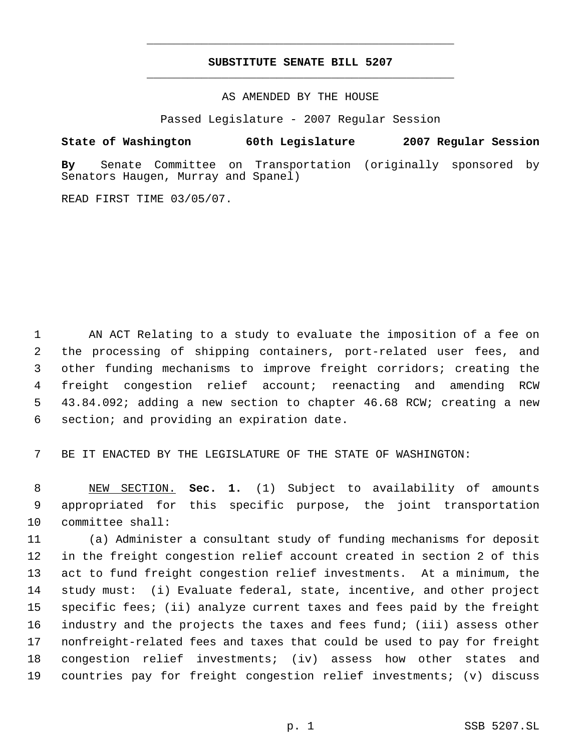# SUBSTITUTE SENATE BILL 5207

AS AMENDED BY THE HOUSE

Passed Legislature - 2007 Regular Session

**State of Washington 60th Legislature 2007 Regular Session**

**By** Senate Committee on Transportation (originally sponsored by Senators Haugen, Murray and Spanel)

READ FIRST TIME 03/05/07.

AN ACT Relating to a study to evaluate the imposition of a fee on the processing of shipping containers, port-related user fees, and other funding mechanisms to improve freight corridors; creating the freight congestion relief account; reenacting and amending RCW 43.84.092; adding a new section to chapter 46.68 RCW; creating a new section; and providing an expiration date.

BE IT ENACTED BY THE LEGISLATURE OF THE STATE OF WASHINGTON:

NEW SECTION. **Sec. 1.** (1) Subject to availability of amounts appropriated for this specific purpose, the joint transportation committee shall:

(a) Administer a consultant study of funding mechanisms for deposit in the freight congestion relief account created in section 2 of this act to fund freight congestion relief investments. At a minimum, the study must: (i) Evaluate federal, state, incentive, and other project specific fees; (ii) analyze current taxes and fees paid by the freight industry and the projects the taxes and fees fund; (iii) assess other nonfreight-related fees and taxes that could be used to pay for freight congestion relief investments; (iv) assess how other states and countries pay for freight congestion relief investments; (v) discuss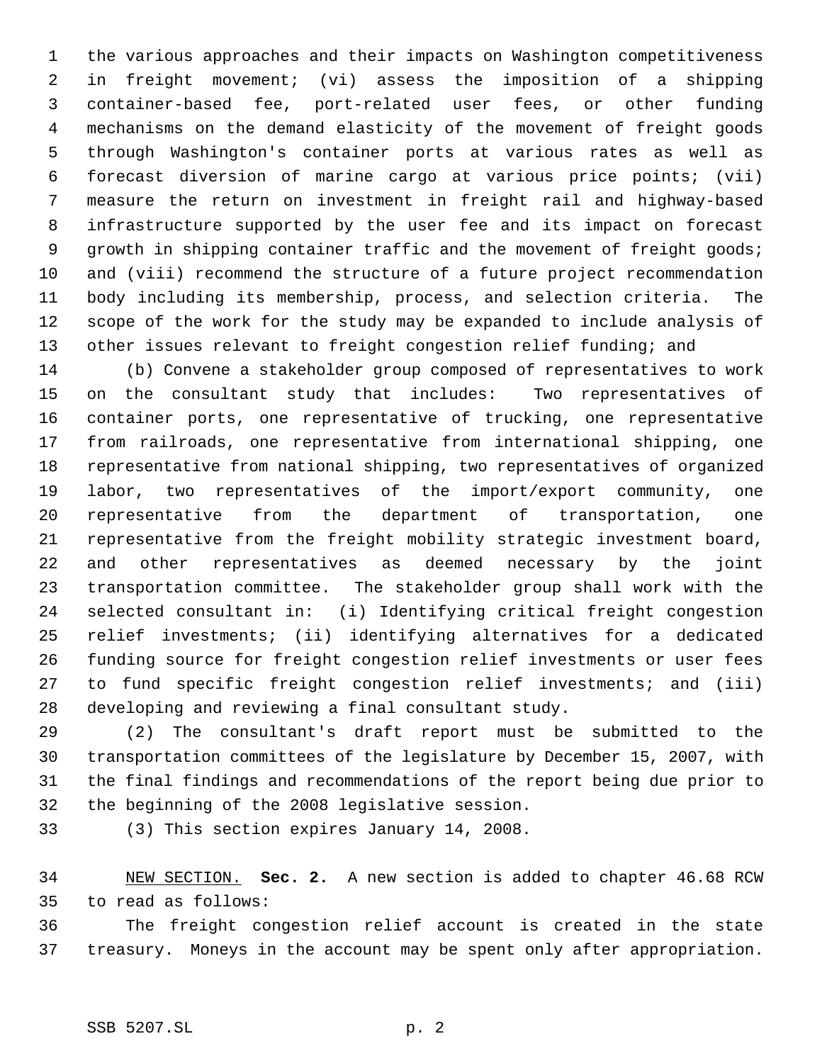the various approaches and their impacts on Washington competitiveness in freight movement; (vi) assess the imposition of a shipping container-based fee, port-related user fees, or other funding mechanisms on the demand elasticity of the movement of freight goods through Washington's container ports at various rates as well as forecast diversion of marine cargo at various price points; (vii) measure the return on investment in freight rail and highway-based infrastructure supported by the user fee and its impact on forecast growth in shipping container traffic and the movement of freight goods; and (viii) recommend the structure of a future project recommendation body including its membership, process, and selection criteria. The scope of the work for the study may be expanded to include analysis of other issues relevant to freight congestion relief funding; and

(b) Convene a stakeholder group composed of representatives to work on the consultant study that includes: Two representatives of container ports, one representative of trucking, one representative from railroads, one representative from international shipping, one representative from national shipping, two representatives of organized labor, two representatives of the import/export community, one representative from the department of transportation, one representative from the freight mobility strategic investment board, and other representatives as deemed necessary by the joint transportation committee. The stakeholder group shall work with the selected consultant in: (i) Identifying critical freight congestion relief investments; (ii) identifying alternatives for a dedicated funding source for freight congestion relief investments or user fees to fund specific freight congestion relief investments; and (iii) developing and reviewing a final consultant study.

(2) The consultant's draft report must be submitted to the transportation committees of the legislature by December 15, 2007, with the final findings and recommendations of the report being due prior to the beginning of the 2008 legislative session.

(3) This section expires January 14, 2008.

NEW SECTION. **Sec. 2.** A new section is added to chapter 46.68 RCW to read as follows:

The freight congestion relief account is created in the state treasury. Moneys in the account may be spent only after appropriation.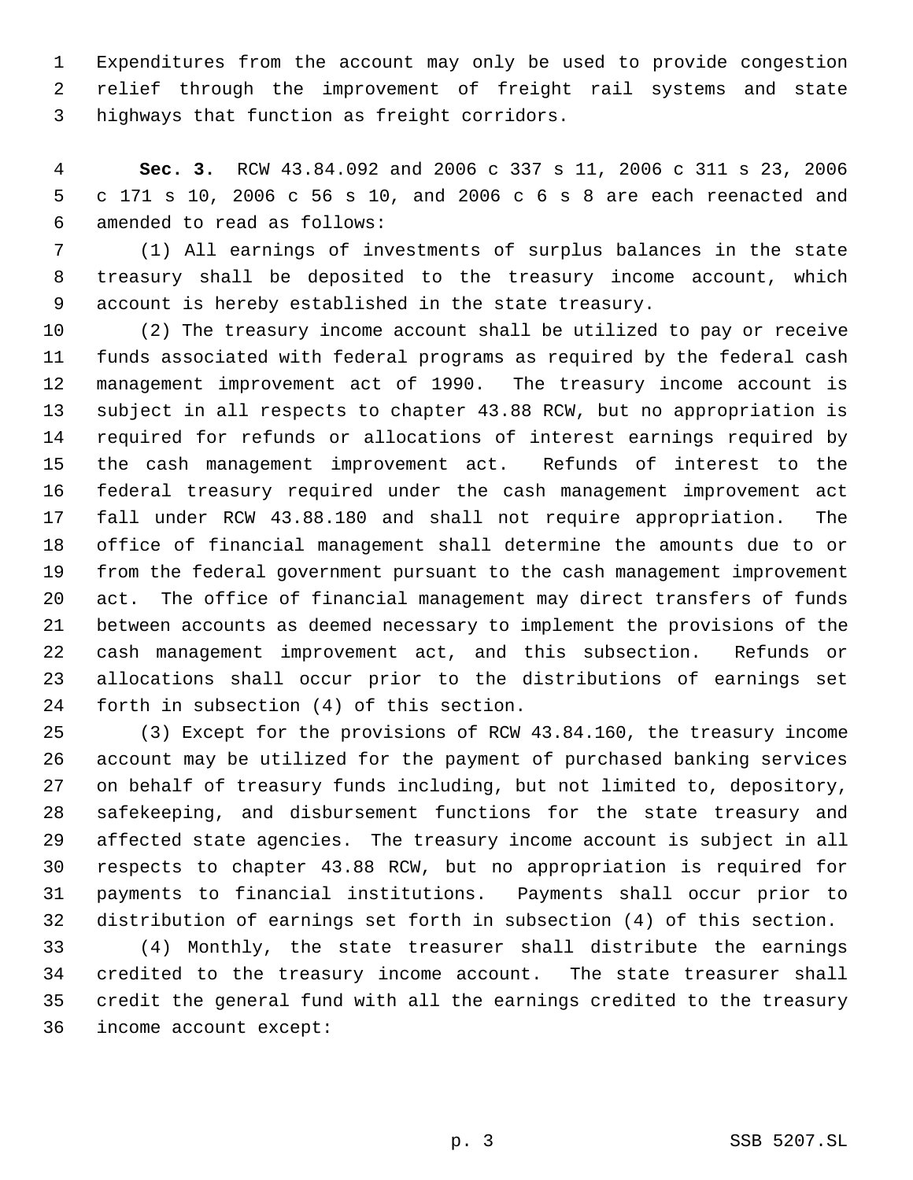Expenditures from the account may only be used to provide congestion relief through the improvement of freight rail systems and state highways that function as freight corridors.

**Sec. 3.** RCW 43.84.092 and 2006 c 337 s 11, 2006 c 311 s 23, 2006 c 171 s 10, 2006 c 56 s 10, and 2006 c 6 s 8 are each reenacted and amended to read as follows:

(1) All earnings of investments of surplus balances in the state treasury shall be deposited to the treasury income account, which account is hereby established in the state treasury.

(2) The treasury income account shall be utilized to pay or receive funds associated with federal programs as required by the federal cash management improvement act of 1990. The treasury income account is subject in all respects to chapter 43.88 RCW, but no appropriation is required for refunds or allocations of interest earnings required by the cash management improvement act. Refunds of interest to the federal treasury required under the cash management improvement act fall under RCW 43.88.180 and shall not require appropriation. The office of financial management shall determine the amounts due to or from the federal government pursuant to the cash management improvement act. The office of financial management may direct transfers of funds between accounts as deemed necessary to implement the provisions of the cash management improvement act, and this subsection. Refunds or allocations shall occur prior to the distributions of earnings set forth in subsection (4) of this section.

(3) Except for the provisions of RCW 43.84.160, the treasury income account may be utilized for the payment of purchased banking services on behalf of treasury funds including, but not limited to, depository, safekeeping, and disbursement functions for the state treasury and affected state agencies. The treasury income account is subject in all respects to chapter 43.88 RCW, but no appropriation is required for payments to financial institutions. Payments shall occur prior to distribution of earnings set forth in subsection (4) of this section.

(4) Monthly, the state treasurer shall distribute the earnings credited to the treasury income account. The state treasurer shall credit the general fund with all the earnings credited to the treasury income account except: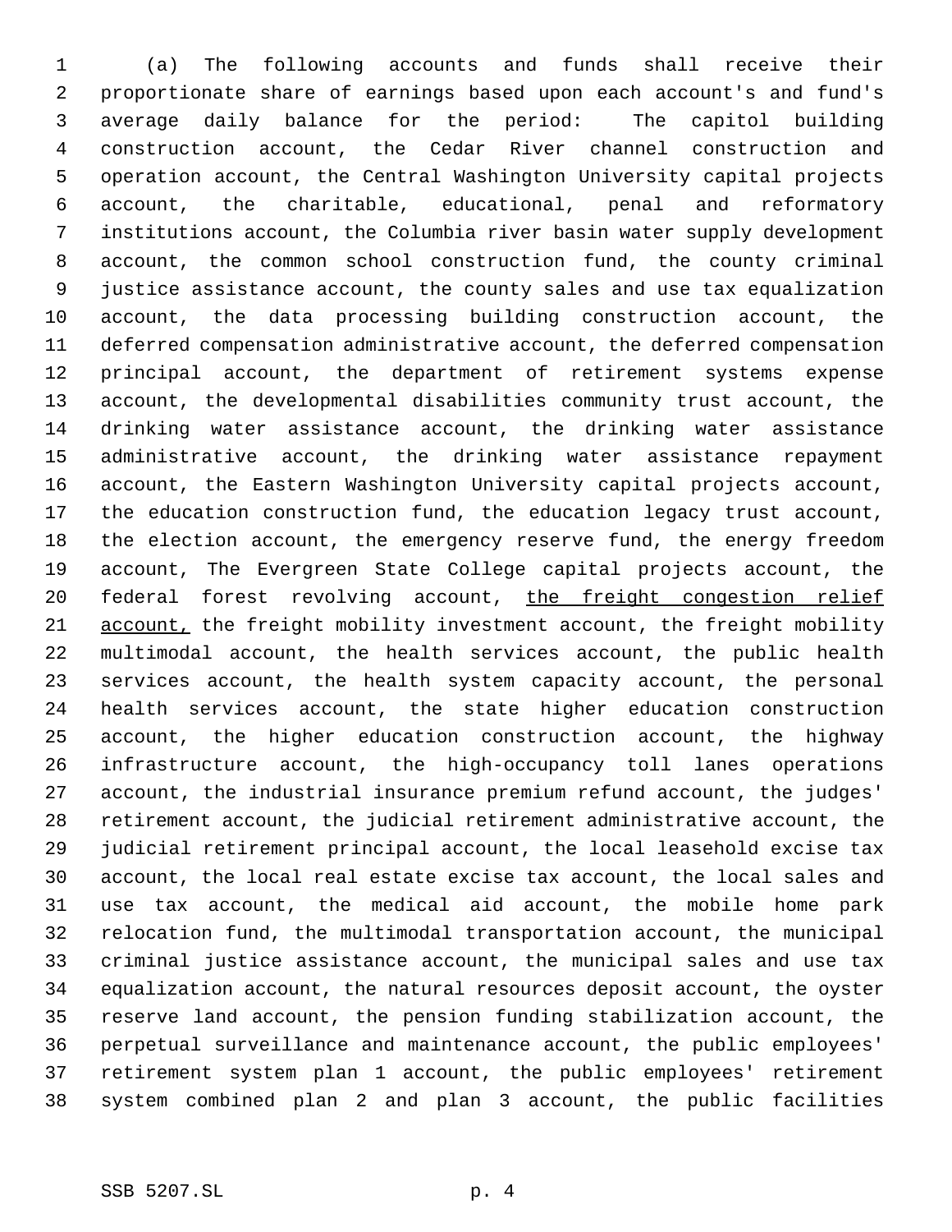(a) The following accounts and funds shall receive their proportionate share of earnings based upon each account's and fund's average daily balance for the period: The capitol building construction account, the Cedar River channel construction and operation account, the Central Washington University capital projects account, the charitable, educational, penal and reformatory institutions account, the Columbia river basin water supply development account, the common school construction fund, the county criminal justice assistance account, the county sales and use tax equalization account, the data processing building construction account, the deferred compensation administrative account, the deferred compensation principal account, the department of retirement systems expense account, the developmental disabilities community trust account, the drinking water assistance account, the drinking water assistance administrative account, the drinking water assistance repayment account, the Eastern Washington University capital projects account, the education construction fund, the education legacy trust account, the election account, the emergency reserve fund, the energy freedom account, The Evergreen State College capital projects account, the federal forest revolving account, <u>the freight congestion relief account,</u> the freight mobility investment account, the freight mobility multimodal account, the health services account, the public health services account, the health system capacity account, the personal health services account, the state higher education construction account, the higher education construction account, the highway infrastructure account, the high-occupancy toll lanes operations account, the industrial insurance premium refund account, the judges' retirement account, the judicial retirement administrative account, the judicial retirement principal account, the local leasehold excise tax account, the local real estate excise tax account, the local sales and use tax account, the medical aid account, the mobile home park relocation fund, the multimodal transportation account, the municipal criminal justice assistance account, the municipal sales and use tax equalization account, the natural resources deposit account, the oyster reserve land account, the pension funding stabilization account, the perpetual surveillance and maintenance account, the public employees' retirement system plan 1 account, the public employees' retirement system combined plan 2 and plan 3 account, the public facilities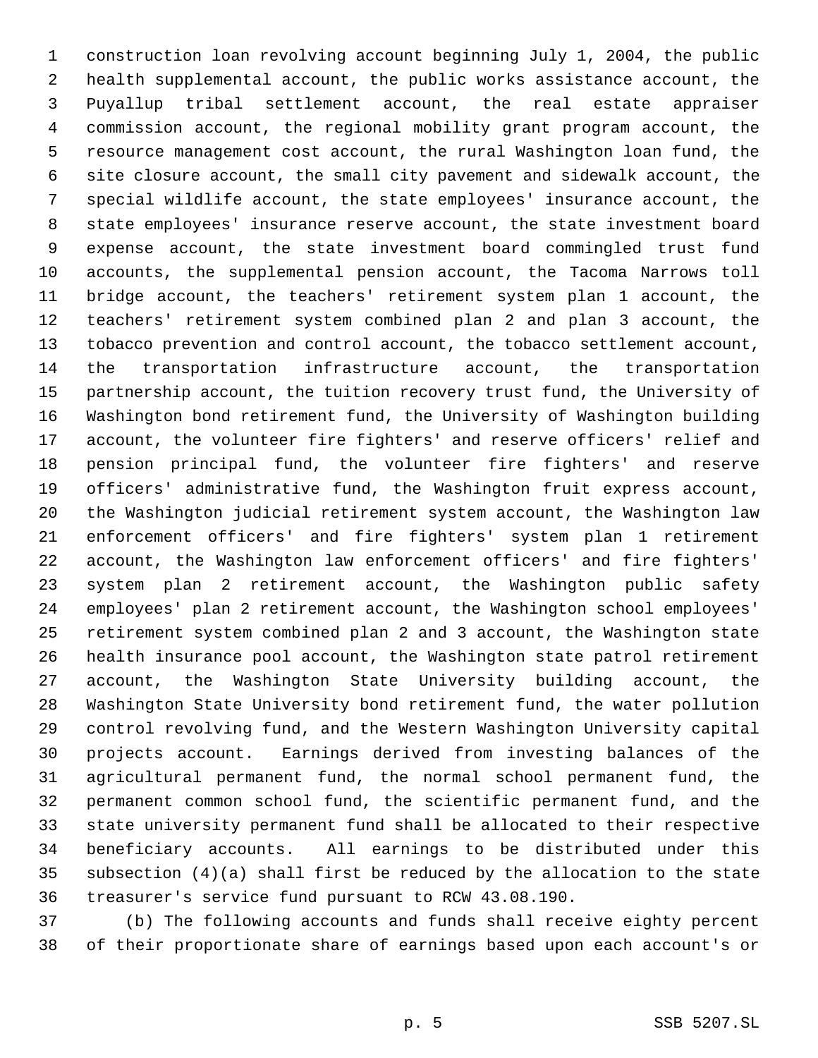construction loan revolving account beginning July 1, 2004, the public health supplemental account, the public works assistance account, the Puyallup tribal settlement account, the real estate appraiser commission account, the regional mobility grant program account, the resource management cost account, the rural Washington loan fund, the site closure account, the small city pavement and sidewalk account, the special wildlife account, the state employees' insurance account, the state employees' insurance reserve account, the state investment board expense account, the state investment board commingled trust fund accounts, the supplemental pension account, the Tacoma Narrows toll bridge account, the teachers' retirement system plan 1 account, the teachers' retirement system combined plan 2 and plan 3 account, the tobacco prevention and control account, the tobacco settlement account, the transportation infrastructure account, the transportation partnership account, the tuition recovery trust fund, the University of Washington bond retirement fund, the University of Washington building account, the volunteer fire fighters' and reserve officers' relief and pension principal fund, the volunteer fire fighters' and reserve officers' administrative fund, the Washington fruit express account, the Washington judicial retirement system account, the Washington law enforcement officers' and fire fighters' system plan 1 retirement account, the Washington law enforcement officers' and fire fighters' system plan 2 retirement account, the Washington public safety employees' plan 2 retirement account, the Washington school employees' retirement system combined plan 2 and 3 account, the Washington state health insurance pool account, the Washington state patrol retirement account, the Washington State University building account, the Washington State University bond retirement fund, the water pollution control revolving fund, and the Western Washington University capital projects account. Earnings derived from investing balances of the agricultural permanent fund, the normal school permanent fund, the permanent common school fund, the scientific permanent fund, and the state university permanent fund shall be allocated to their respective beneficiary accounts. All earnings to be distributed under this subsection (4)(a) shall first be reduced by the allocation to the state treasurer's service fund pursuant to RCW 43.08.190.

(b) The following accounts and funds shall receive eighty percent of their proportionate share of earnings based upon each account's or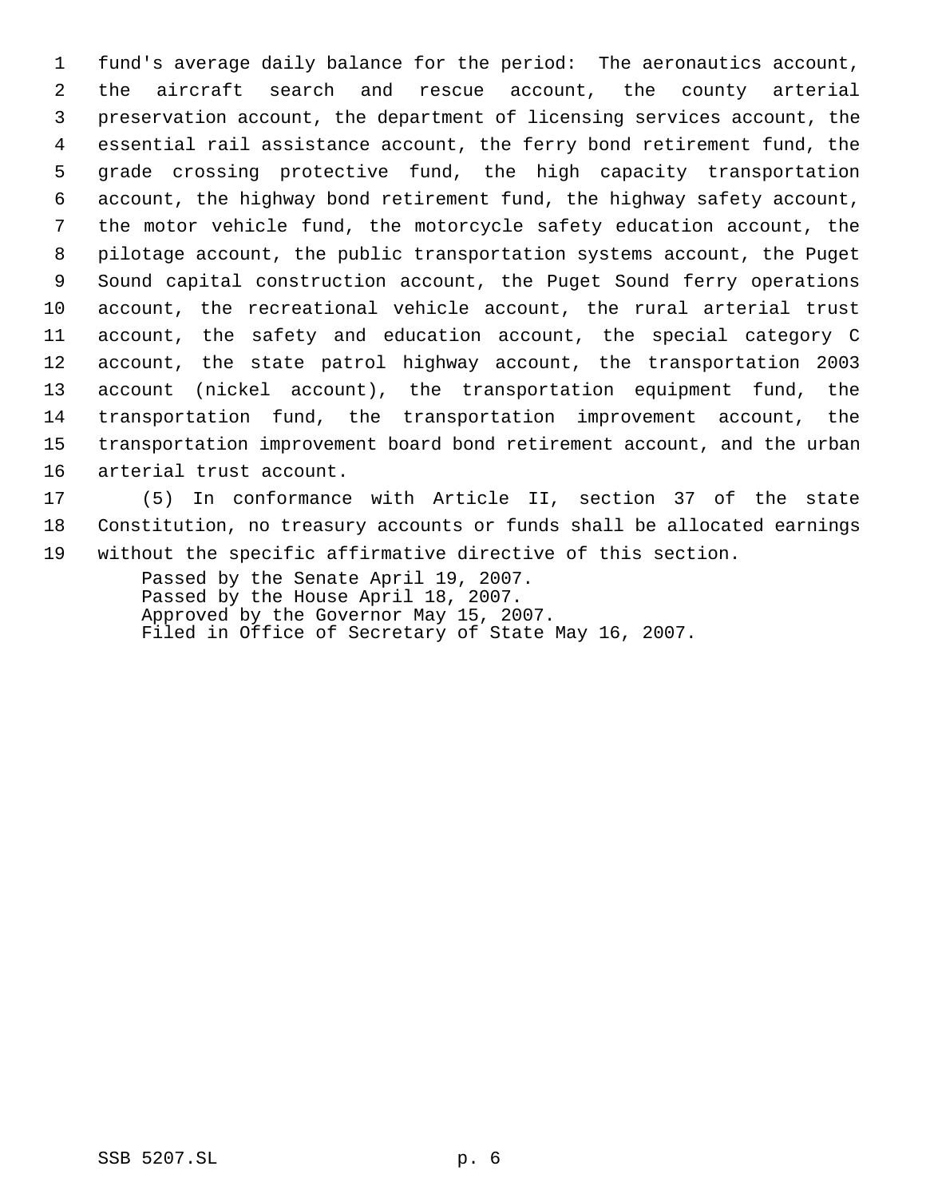fund's average daily balance for the period: The aeronautics account, the aircraft search and rescue account, the county arterial preservation account, the department of licensing services account, the essential rail assistance account, the ferry bond retirement fund, the grade crossing protective fund, the high capacity transportation account, the highway bond retirement fund, the highway safety account, the motor vehicle fund, the motorcycle safety education account, the pilotage account, the public transportation systems account, the Puget Sound capital construction account, the Puget Sound ferry operations account, the recreational vehicle account, the rural arterial trust account, the safety and education account, the special category C account, the state patrol highway account, the transportation 2003 account (nickel account), the transportation equipment fund, the transportation fund, the transportation improvement account, the transportation improvement board bond retirement account, and the urban arterial trust account.

(5) In conformance with Article II, section 37 of the state Constitution, no treasury accounts or funds shall be allocated earnings without the specific affirmative directive of this section.

Passed by the Senate April 19, 2007.
Passed by the House April 18, 2007.
Approved by the Governor May 15, 2007.
Filed in Office of Secretary of State May 16, 2007.